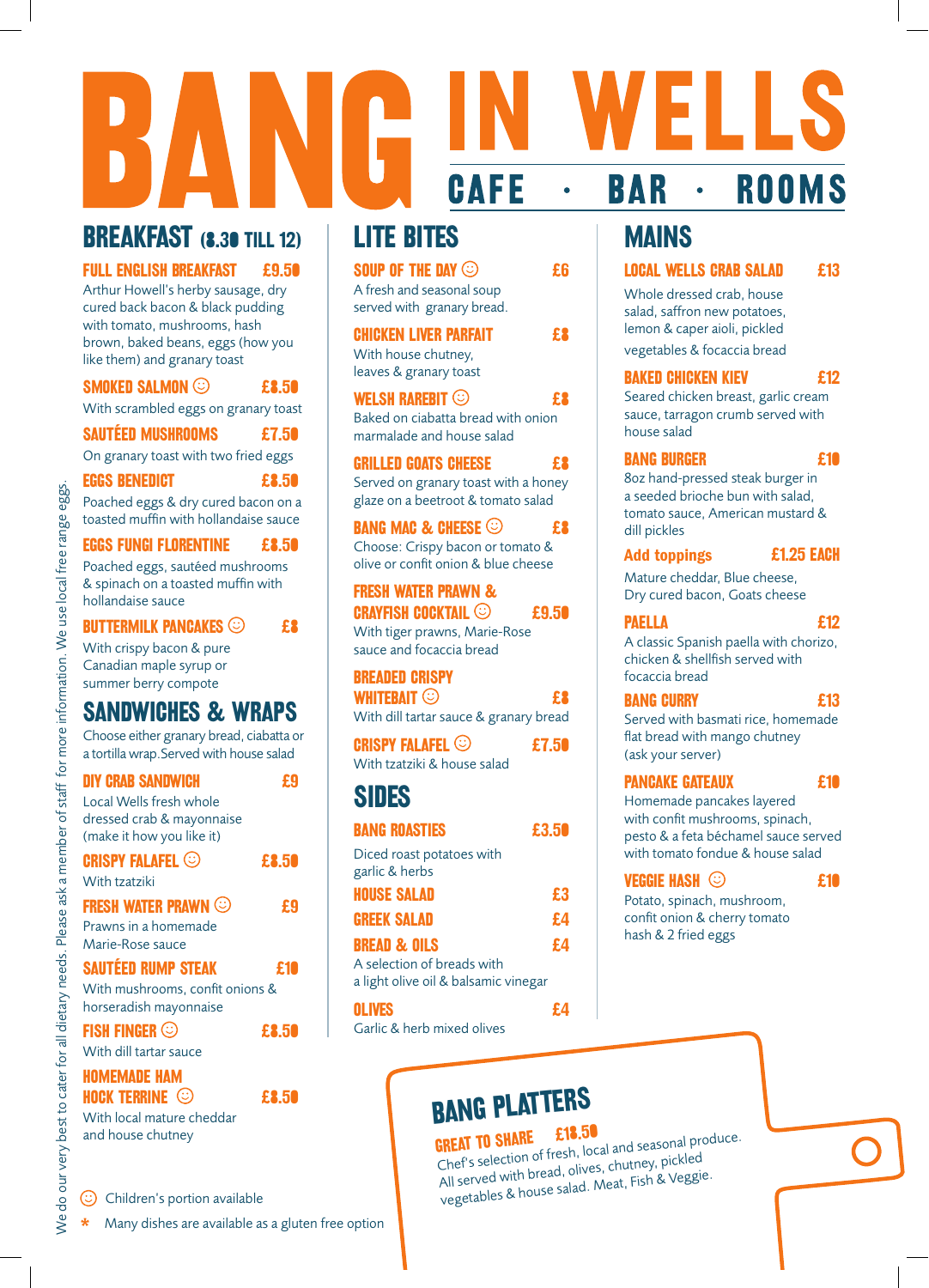# BANG IN WELLS

CAFE · BAR · ROOMS

## BREAKFAST (8.30 TILL 12)

**FULL ENGLISH BREAKFAST £9.50**
Arthur Howell's herby sausage, dry cured back bacon & black pudding with tomato, mushrooms, hash brown, baked beans, eggs (how you like them) and granary toast

**SMOKED SALMON ☺ £8.50**
With scrambled eggs on granary toast

**SAUTÉED MUSHROOMS £7.50**
On granary toast with two fried eggs

**EGGS BENEDICT £8.50**
Poached eggs & dry cured bacon on a toasted muffin with hollandaise sauce

**EGGS FUNGI FLORENTINE £8.50**
Poached eggs, sautéed mushrooms & spinach on a toasted muffin with hollandaise sauce

**BUTTERMILK PANCAKES ☺ £8**
With crispy bacon & pure Canadian maple syrup or summer berry compote

## SANDWICHES & WRAPS

Choose either granary bread, ciabatta or a tortilla wrap. Served with house salad

**DIY CRAB SANDWICH £9**
Local Wells fresh whole dressed crab & mayonnaise (make it how you like it)

**CRISPY FALAFEL ☺ £8.50**
With tzatziki

**FRESH WATER PRAWN ☺ £9**
Prawns in a homemade Marie-Rose sauce

**SAUTÉED RUMP STEAK £10**
With mushrooms, confit onions & horseradish mayonnaise

**FISH FINGER ☺ £8.50**
With dill tartar sauce

**HOMEMADE HAM HOCK TERRINE ☺ £8.50**
With local mature cheddar and house chutney

## LITE BITES

**SOUP OF THE DAY ☺ £6**
A fresh and seasonal soup served with granary bread.

**CHICKEN LIVER PARFAIT £8**
With house chutney, leaves & granary toast

**WELSH RAREBIT ☺ £8**
Baked on ciabatta bread with onion marmalade and house salad

**GRILLED GOATS CHEESE £8**
Served on granary toast with a honey glaze on a beetroot & tomato salad

**BANG MAC & CHEESE ☺ £8**
Choose: Crispy bacon or tomato & olive or confit onion & blue cheese

**FRESH WATER PRAWN & CRAYFISH COCKTAIL ☺ £9.50**
With tiger prawns, Marie-Rose sauce and focaccia bread

**BREADED CRISPY WHITEBAIT ☺ £8**
With dill tartar sauce & granary bread

**CRISPY FALAFEL ☺ £7.50**
With tzatziki & house salad

## SIDES

**BANG ROASTIES £3.50**
Diced roast potatoes with garlic & herbs

**HOUSE SALAD £3**

**GREEK SALAD £4**

**BREAD & OILS £4**
A selection of breads with a light olive oil & balsamic vinegar

**OLIVES £4**
Garlic & herb mixed olives

## MAINS

**LOCAL WELLS CRAB SALAD £13**
Whole dressed crab, house salad, saffron new potatoes, lemon & caper aioli, pickled vegetables & focaccia bread

**BAKED CHICKEN KIEV £12**
Seared chicken breast, garlic cream sauce, tarragon crumb served with house salad

**BANG BURGER £10**
8oz hand-pressed steak burger in a seeded brioche bun with salad, tomato sauce, American mustard & dill pickles

**Add toppings £1.25 EACH**
Mature cheddar, Blue cheese, Dry cured bacon, Goats cheese

**PAELLA £12**
A classic Spanish paella with chorizo, chicken & shellfish served with focaccia bread

**BANG CURRY £13**
Served with basmati rice, homemade flat bread with mango chutney (ask your server)

**PANCAKE GATEAUX £10**
Homemade pancakes layered with confit mushrooms, spinach, pesto & a feta béchamel sauce served with tomato fondue & house salad

**VEGGIE HASH ☺ £10**
Potato, spinach, mushroom, confit onion & cherry tomato hash & 2 fried eggs

## BANG PLATTERS

**GREAT TO SHARE £18.50**
Chef's selection of fresh, local and seasonal produce. All served with bread, olives, chutney, pickled vegetables & house salad. Meat, Fish & Veggie.

☺ Children's portion available

* Many dishes are available as a gluten free option

We do our very best to cater for all dietary needs. Please ask a member of staff for more information. We use local free range eggs.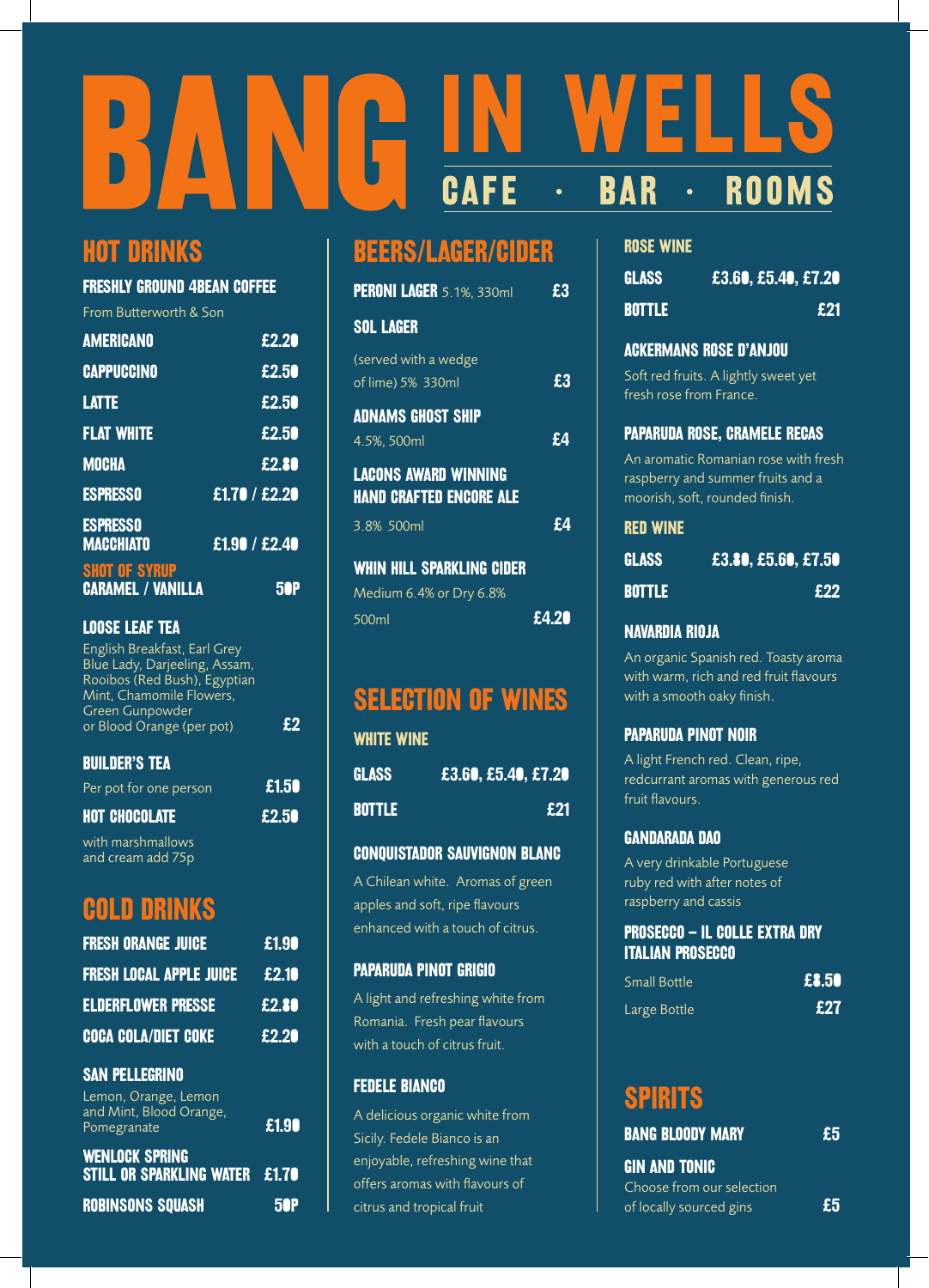# BANG IN WELLS

CAFE · BAR · ROOMS

## HOT DRINKS

### FRESHLY GROUND 4BEAN COFFEE

From Butterworth & Son

| | |
|---|---|
| AMERICANO | £2.20 |
| CAPPUCCINO | £2.50 |
| LATTE | £2.50 |
| FLAT WHITE | £2.50 |
| MOCHA | £2.80 |
| ESPRESSO | £1.70 / £2.20 |
| ESPRESSO MACCHIATO | £1.90 / £2.40 |
| SHOT OF SYRUP CARAMEL / VANILLA | 50P |

### LOOSE LEAF TEA

English Breakfast, Earl Grey Blue Lady, Darjeeling, Assam, Rooibos (Red Bush), Egyptian Mint, Chamomile Flowers, Green Gunpowder or Blood Orange (per pot) **£2**

### BUILDER'S TEA

Per pot for one person **£1.50**

### HOT CHOCOLATE £2.50

with marshmallows and cream add 75p

## COLD DRINKS

| | |
|---|---|
| FRESH ORANGE JUICE | £1.90 |
| FRESH LOCAL APPLE JUICE | £2.10 |
| ELDERFLOWER PRESSE | £2.80 |
| COCA COLA/DIET COKE | £2.20 |

### SAN PELLEGRINO

Lemon, Orange, Lemon and Mint, Blood Orange, Pomegranate **£1.90**

| | |
|---|---|
| WENLOCK SPRING STILL OR SPARKLING WATER | £1.70 |
| ROBINSONS SQUASH | 50P |

## BEERS/LAGER/CIDER

**PERONI LAGER** 5.1%, 330ml **£3**

**SOL LAGER**

(served with a wedge of lime) 5% 330ml **£3**

**ADNAMS GHOST SHIP**

4.5%, 500ml **£4**

**LACONS AWARD WINNING HAND CRAFTED ENCORE ALE**

3.8% 500ml **£4**

**WHIN HILL SPARKLING CIDER**

Medium 6.4% or Dry 6.8%

500ml **£4.20**

## SELECTION OF WINES

### WHITE WINE

| | |
|---|---|
| GLASS | £3.60, £5.40, £7.20 |
| BOTTLE | £21 |

**CONQUISTADOR SAUVIGNON BLANC**

A Chilean white. Aromas of green apples and soft, ripe flavours enhanced with a touch of citrus.

**PAPARUDA PINOT GRIGIO**

A light and refreshing white from Romania. Fresh pear flavours with a touch of citrus fruit.

**FEDELE BIANCO**

A delicious organic white from Sicily. Fedele Bianco is an enjoyable, refreshing wine that offers aromas with flavours of citrus and tropical fruit

### ROSE WINE

| | |
|---|---|
| GLASS | £3.60, £5.40, £7.20 |
| BOTTLE | £21 |

**ACKERMANS ROSE D'ANJOU**

Soft red fruits. A lightly sweet yet fresh rose from France.

**PAPARUDA ROSE, CRAMELE RECAS**

An aromatic Romanian rose with fresh raspberry and summer fruits and a moorish, soft, rounded finish.

### RED WINE

| | |
|---|---|
| GLASS | £3.80, £5.60, £7.50 |
| BOTTLE | £22 |

**NAVARDIA RIOJA**

An organic Spanish red. Toasty aroma with warm, rich and red fruit flavours with a smooth oaky finish.

**PAPARUDA PINOT NOIR**

A light French red. Clean, ripe, redcurrant aromas with generous red fruit flavours.

**GANDARADA DAO**

A very drinkable Portuguese ruby red with after notes of raspberry and cassis

**PROSECCO – IL COLLE EXTRA DRY ITALIAN PROSECCO**

| | |
|---|---|
| Small Bottle | £8.50 |
| Large Bottle | £27 |

## SPIRITS

**BANG BLOODY MARY** **£5**

**GIN AND TONIC**

Choose from our selection of locally sourced gins **£5**